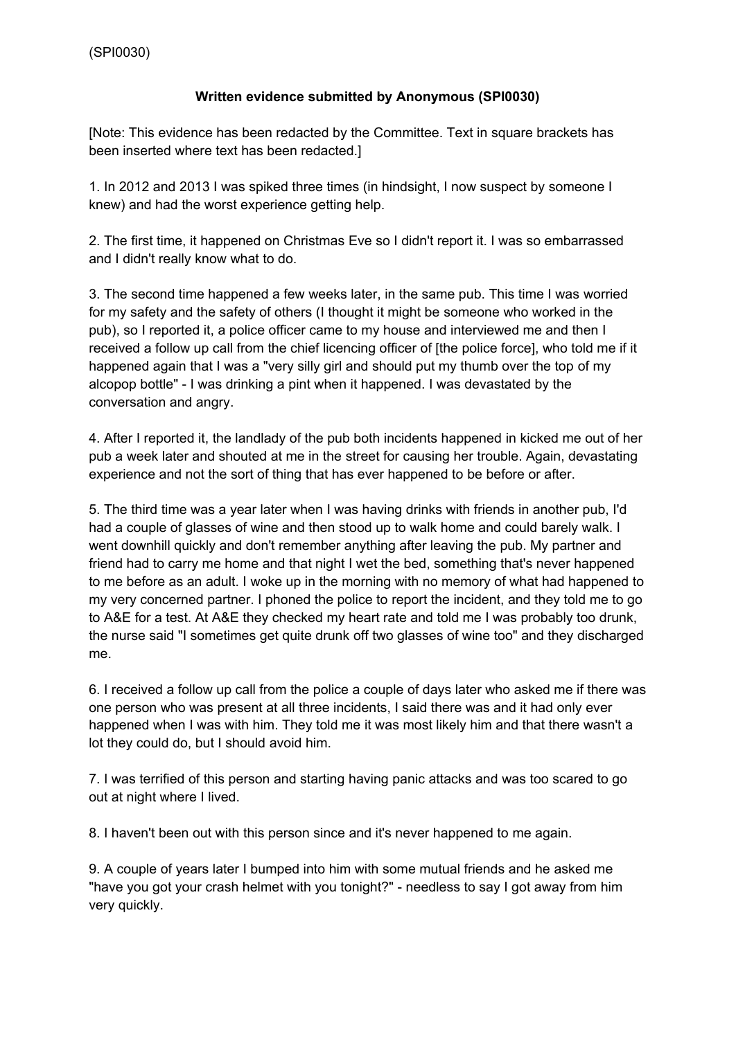(SPI0030)

**Written evidence submitted by Anonymous (SPI0030)**

[Note: This evidence has been redacted by the Committee. Text in square brackets has been inserted where text has been redacted.]

1. In 2012 and 2013 I was spiked three times (in hindsight, I now suspect by someone I knew) and had the worst experience getting help.

2. The first time, it happened on Christmas Eve so I didn't report it. I was so embarrassed and I didn't really know what to do.

3. The second time happened a few weeks later, in the same pub. This time I was worried for my safety and the safety of others (I thought it might be someone who worked in the pub), so I reported it, a police officer came to my house and interviewed me and then I received a follow up call from the chief licencing officer of [the police force], who told me if it happened again that I was a "very silly girl and should put my thumb over the top of my alcopop bottle" - I was drinking a pint when it happened. I was devastated by the conversation and angry.

4. After I reported it, the landlady of the pub both incidents happened in kicked me out of her pub a week later and shouted at me in the street for causing her trouble. Again, devastating experience and not the sort of thing that has ever happened to be before or after.

5. The third time was a year later when I was having drinks with friends in another pub, I'd had a couple of glasses of wine and then stood up to walk home and could barely walk. I went downhill quickly and don't remember anything after leaving the pub. My partner and friend had to carry me home and that night I wet the bed, something that's never happened to me before as an adult. I woke up in the morning with no memory of what had happened to my very concerned partner. I phoned the police to report the incident, and they told me to go to A&E for a test. At A&E they checked my heart rate and told me I was probably too drunk, the nurse said "I sometimes get quite drunk off two glasses of wine too" and they discharged me.

6. I received a follow up call from the police a couple of days later who asked me if there was one person who was present at all three incidents, I said there was and it had only ever happened when I was with him. They told me it was most likely him and that there wasn't a lot they could do, but I should avoid him.

7. I was terrified of this person and starting having panic attacks and was too scared to go out at night where I lived.

8. I haven't been out with this person since and it's never happened to me again.

9. A couple of years later I bumped into him with some mutual friends and he asked me "have you got your crash helmet with you tonight?" - needless to say I got away from him very quickly.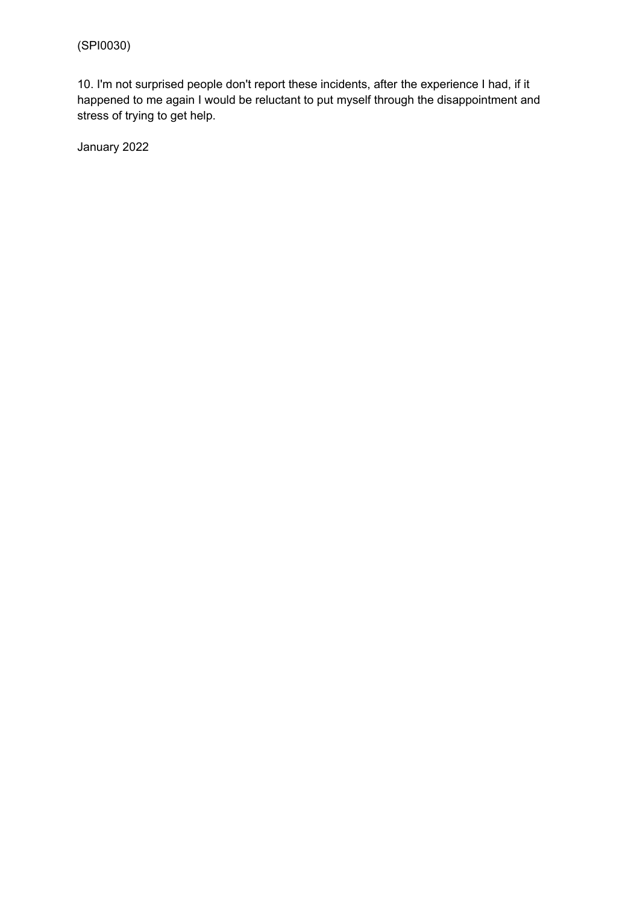(SPI0030)

10. I'm not surprised people don't report these incidents, after the experience I had, if it happened to me again I would be reluctant to put myself through the disappointment and stress of trying to get help.

January 2022